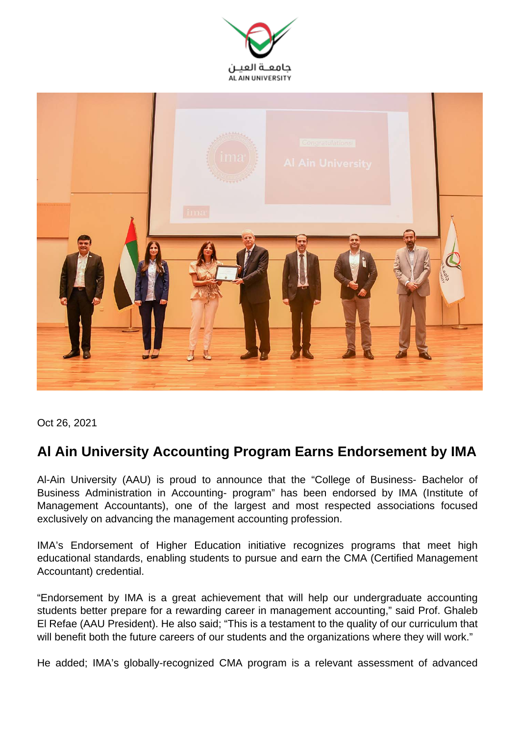Oct 26, 2021

## Al Ain University Accounting Program Earns Endorsement by IMA

Al-Ain University (AAU) is proud to announce that the "College of Business- Bachelor of Business Administration in Accounting- program" has been endorsed by IMA (Institute of Management Accountants), one of the largest and most respected associations focused exclusively on advancing the management accounting profession.

IMA's Endorsement of Higher Education initiative recognizes programs that meet high educational standards, enabling students to pursue and earn the CMA (Certified Management Accountant) credential.

"Endorsement by IMA is a great achievement that will help our undergraduate accounting students better prepare for a rewarding career in management accounting," said Prof. Ghaleb El Refae (AAU President). He also said; "This is a testament to the quality of our curriculum that will benefit both the future careers of our students and the organizations where they will work."

He added; IMA's globally-recognized CMA program is a relevant assessment of advanced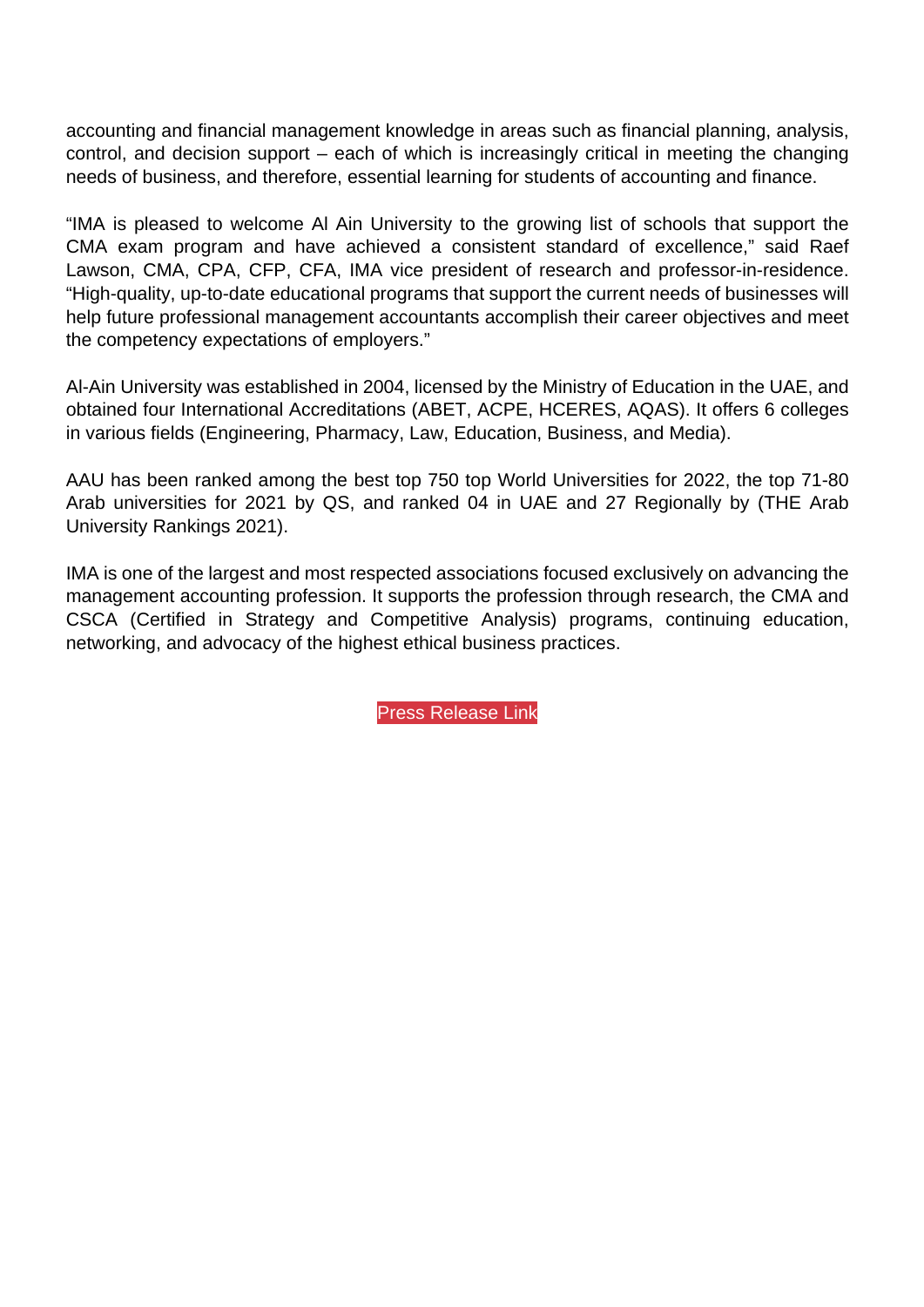accounting and financial management knowledge in areas such as financial planning, analysis, control, and decision support – each of which is increasingly critical in meeting the changing needs of business, and therefore, essential learning for students of accounting and finance.

"IMA is pleased to welcome Al Ain University to the growing list of schools that support the CMA exam program and have achieved a consistent standard of excellence," said Raef Lawson, CMA, CPA, CFP, CFA, IMA vice president of research and professor-in-residence. "High-quality, up-to-date educational programs that support the current needs of businesses will help future professional management accountants accomplish their career objectives and meet the competency expectations of employers."

Al-Ain University was established in 2004, licensed by the Ministry of Education in the UAE, and obtained four International Accreditations (ABET, ACPE, HCERES, AQAS). It offers 6 colleges in various fields (Engineering, Pharmacy, Law, Education, Business, and Media).

AAU has been ranked among the best top 750 top World Universities for 2022, the top 71-80 Arab universities for 2021 by QS, and ranked 04 in UAE and 27 Regionally by (THE Arab University Rankings 2021).

IMA is one of the largest and most respected associations focused exclusively on advancing the management accounting profession. It supports the profession through research, the CMA and CSCA (Certified in Strategy and Competitive Analysis) programs, continuing education, networking, and advocacy of the highest ethical business practices.

Press Release Link